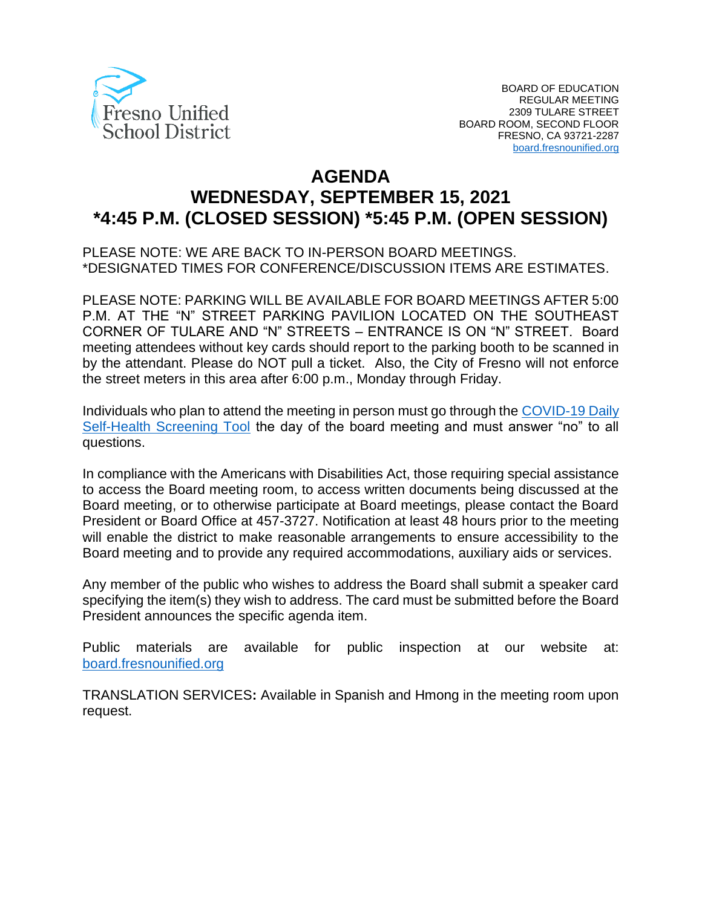Fresno Unified School District

BOARD OF EDUCATION
REGULAR MEETING
2309 TULARE STREET
BOARD ROOM, SECOND FLOOR
FRESNO, CA 93721-2287
board.fresnounified.org

# AGENDA
# WEDNESDAY, SEPTEMBER 15, 2021
# *4:45 P.M. (CLOSED SESSION) *5:45 P.M. (OPEN SESSION)

PLEASE NOTE: WE ARE BACK TO IN-PERSON BOARD MEETINGS.
*DESIGNATED TIMES FOR CONFERENCE/DISCUSSION ITEMS ARE ESTIMATES.

PLEASE NOTE: PARKING WILL BE AVAILABLE FOR BOARD MEETINGS AFTER 5:00 P.M. AT THE "N" STREET PARKING PAVILION LOCATED ON THE SOUTHEAST CORNER OF TULARE AND "N" STREETS – ENTRANCE IS ON "N" STREET. Board meeting attendees without key cards should report to the parking booth to be scanned in by the attendant. Please do NOT pull a ticket. Also, the City of Fresno will not enforce the street meters in this area after 6:00 p.m., Monday through Friday.

Individuals who plan to attend the meeting in person must go through the COVID-19 Daily Self-Health Screening Tool the day of the board meeting and must answer "no" to all questions.

In compliance with the Americans with Disabilities Act, those requiring special assistance to access the Board meeting room, to access written documents being discussed at the Board meeting, or to otherwise participate at Board meetings, please contact the Board President or Board Office at 457-3727. Notification at least 48 hours prior to the meeting will enable the district to make reasonable arrangements to ensure accessibility to the Board meeting and to provide any required accommodations, auxiliary aids or services.

Any member of the public who wishes to address the Board shall submit a speaker card specifying the item(s) they wish to address. The card must be submitted before the Board President announces the specific agenda item.

Public materials are available for public inspection at our website at: board.fresnounified.org

TRANSLATION SERVICES**:** Available in Spanish and Hmong in the meeting room upon request.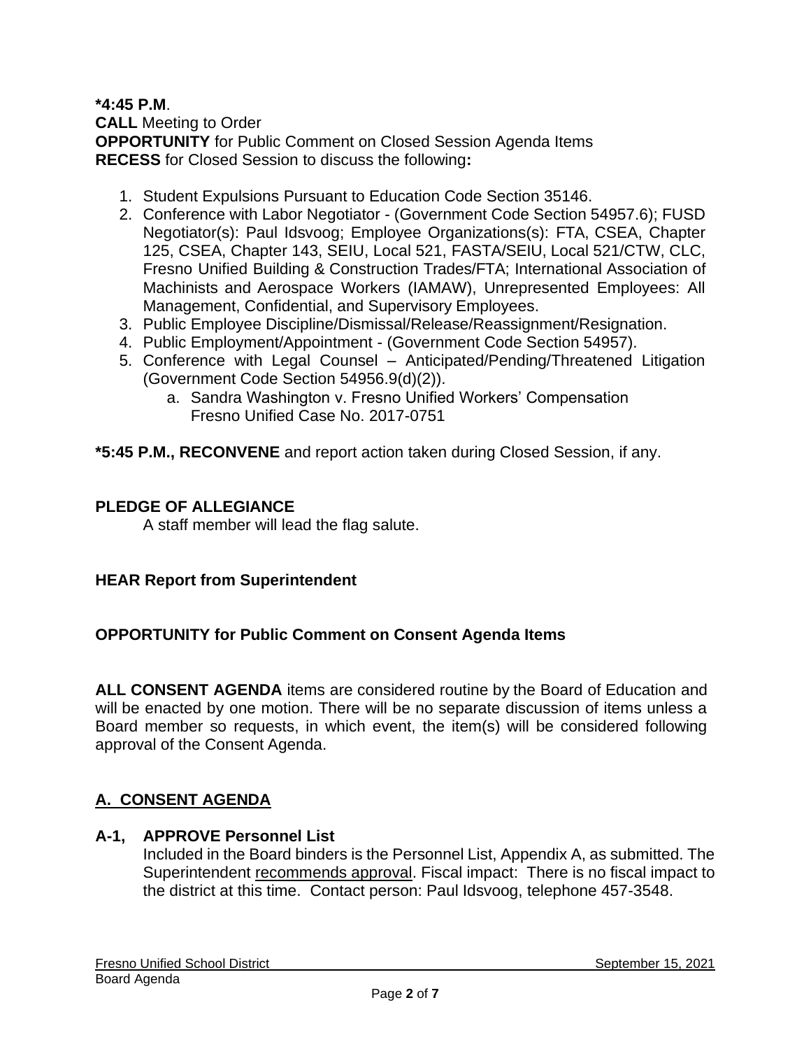**\*4:45 P.M**.
**CALL** Meeting to Order
**OPPORTUNITY** for Public Comment on Closed Session Agenda Items
**RECESS** for Closed Session to discuss the following**:**

1. Student Expulsions Pursuant to Education Code Section 35146.
2. Conference with Labor Negotiator - (Government Code Section 54957.6); FUSD Negotiator(s): Paul Idsvoog; Employee Organizations(s): FTA, CSEA, Chapter 125, CSEA, Chapter 143, SEIU, Local 521, FASTA/SEIU, Local 521/CTW, CLC, Fresno Unified Building & Construction Trades/FTA; International Association of Machinists and Aerospace Workers (IAMAW), Unrepresented Employees: All Management, Confidential, and Supervisory Employees.
3. Public Employee Discipline/Dismissal/Release/Reassignment/Resignation.
4. Public Employment/Appointment - (Government Code Section 54957).
5. Conference with Legal Counsel – Anticipated/Pending/Threatened Litigation (Government Code Section 54956.9(d)(2)).
   a. Sandra Washington v. Fresno Unified Workers' Compensation
      Fresno Unified Case No. 2017-0751

**\*5:45 P.M., RECONVENE** and report action taken during Closed Session, if any.

**PLEDGE OF ALLEGIANCE**

A staff member will lead the flag salute.

**HEAR Report from Superintendent**

**OPPORTUNITY for Public Comment on Consent Agenda Items**

**ALL CONSENT AGENDA** items are considered routine by the Board of Education and will be enacted by one motion. There will be no separate discussion of items unless a Board member so requests, in which event, the item(s) will be considered following approval of the Consent Agenda.

## A. CONSENT AGENDA

**A-1, APPROVE Personnel List**

Included in the Board binders is the Personnel List, Appendix A, as submitted. The Superintendent recommends approval. Fiscal impact: There is no fiscal impact to the district at this time. Contact person: Paul Idsvoog, telephone 457-3548.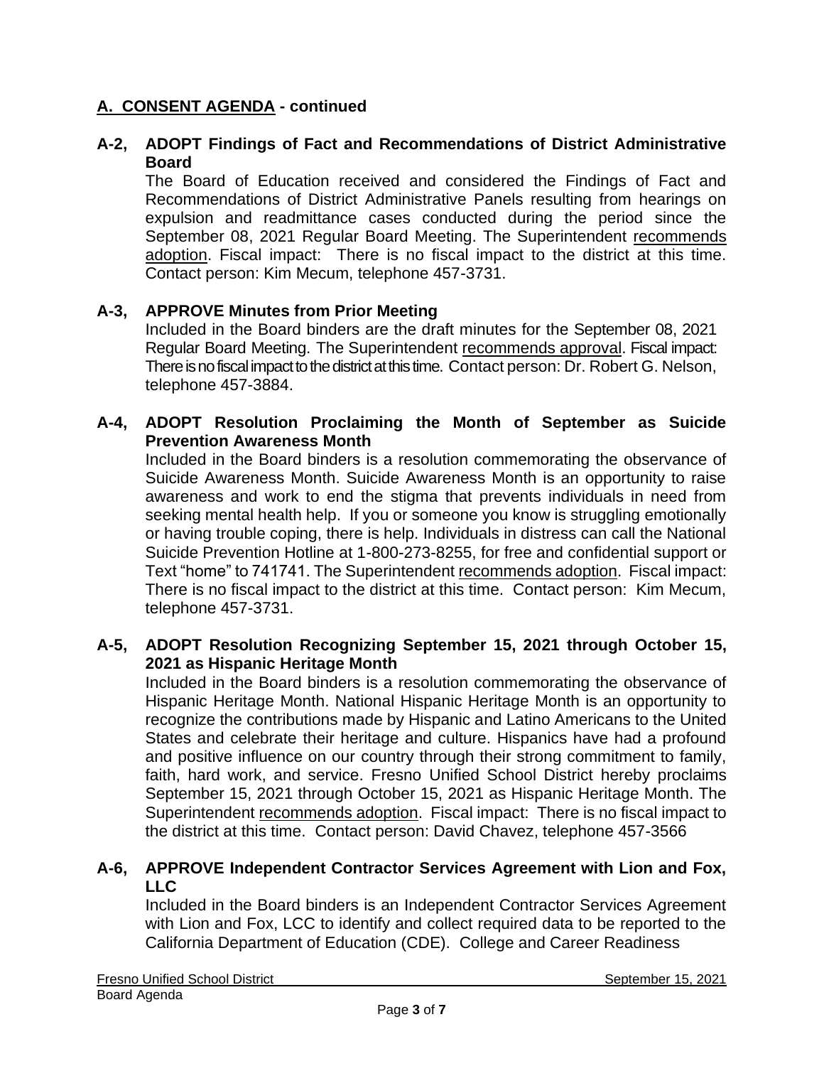## A. CONSENT AGENDA - continued

### A-2, ADOPT Findings of Fact and Recommendations of District Administrative Board

The Board of Education received and considered the Findings of Fact and Recommendations of District Administrative Panels resulting from hearings on expulsion and readmittance cases conducted during the period since the September 08, 2021 Regular Board Meeting. The Superintendent recommends adoption. Fiscal impact: There is no fiscal impact to the district at this time. Contact person: Kim Mecum, telephone 457-3731.

### A-3, APPROVE Minutes from Prior Meeting

Included in the Board binders are the draft minutes for the September 08, 2021 Regular Board Meeting. The Superintendent recommends approval. Fiscal impact: There is no fiscal impact to the district at this time. Contact person: Dr. Robert G. Nelson, telephone 457-3884.

### A-4, ADOPT Resolution Proclaiming the Month of September as Suicide Prevention Awareness Month

Included in the Board binders is a resolution commemorating the observance of Suicide Awareness Month. Suicide Awareness Month is an opportunity to raise awareness and work to end the stigma that prevents individuals in need from seeking mental health help. If you or someone you know is struggling emotionally or having trouble coping, there is help. Individuals in distress can call the National Suicide Prevention Hotline at 1-800-273-8255, for free and confidential support or Text "home" to 741741. The Superintendent recommends adoption. Fiscal impact: There is no fiscal impact to the district at this time. Contact person: Kim Mecum, telephone 457-3731.

### A-5, ADOPT Resolution Recognizing September 15, 2021 through October 15, 2021 as Hispanic Heritage Month

Included in the Board binders is a resolution commemorating the observance of Hispanic Heritage Month. National Hispanic Heritage Month is an opportunity to recognize the contributions made by Hispanic and Latino Americans to the United States and celebrate their heritage and culture. Hispanics have had a profound and positive influence on our country through their strong commitment to family, faith, hard work, and service. Fresno Unified School District hereby proclaims September 15, 2021 through October 15, 2021 as Hispanic Heritage Month. The Superintendent recommends adoption. Fiscal impact: There is no fiscal impact to the district at this time. Contact person: David Chavez, telephone 457-3566

### A-6, APPROVE Independent Contractor Services Agreement with Lion and Fox, LLC

Included in the Board binders is an Independent Contractor Services Agreement with Lion and Fox, LCC to identify and collect required data to be reported to the California Department of Education (CDE). College and Career Readiness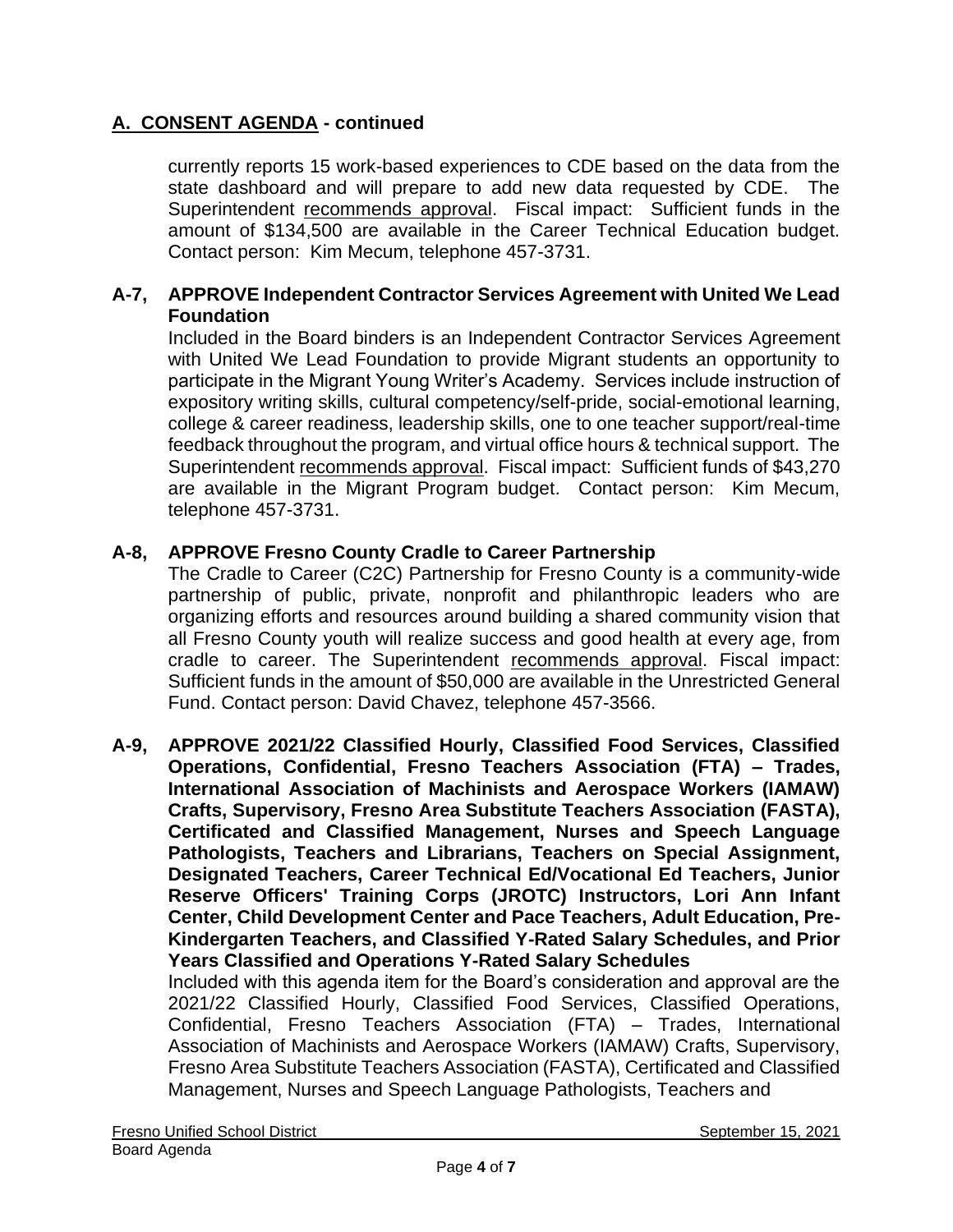## A. CONSENT AGENDA - continued

currently reports 15 work-based experiences to CDE based on the data from the state dashboard and will prepare to add new data requested by CDE. The Superintendent recommends approval. Fiscal impact: Sufficient funds in the amount of $134,500 are available in the Career Technical Education budget. Contact person: Kim Mecum, telephone 457-3731.

**A-7, APPROVE Independent Contractor Services Agreement with United We Lead Foundation**

Included in the Board binders is an Independent Contractor Services Agreement with United We Lead Foundation to provide Migrant students an opportunity to participate in the Migrant Young Writer's Academy. Services include instruction of expository writing skills, cultural competency/self-pride, social-emotional learning, college & career readiness, leadership skills, one to one teacher support/real-time feedback throughout the program, and virtual office hours & technical support. The Superintendent recommends approval. Fiscal impact: Sufficient funds of $43,270 are available in the Migrant Program budget. Contact person: Kim Mecum, telephone 457-3731.

**A-8, APPROVE Fresno County Cradle to Career Partnership**

The Cradle to Career (C2C) Partnership for Fresno County is a community-wide partnership of public, private, nonprofit and philanthropic leaders who are organizing efforts and resources around building a shared community vision that all Fresno County youth will realize success and good health at every age, from cradle to career. The Superintendent recommends approval. Fiscal impact: Sufficient funds in the amount of $50,000 are available in the Unrestricted General Fund. Contact person: David Chavez, telephone 457-3566.

**A-9, APPROVE 2021/22 Classified Hourly, Classified Food Services, Classified Operations, Confidential, Fresno Teachers Association (FTA) – Trades, International Association of Machinists and Aerospace Workers (IAMAW) Crafts, Supervisory, Fresno Area Substitute Teachers Association (FASTA), Certificated and Classified Management, Nurses and Speech Language Pathologists, Teachers and Librarians, Teachers on Special Assignment, Designated Teachers, Career Technical Ed/Vocational Ed Teachers, Junior Reserve Officers' Training Corps (JROTC) Instructors, Lori Ann Infant Center, Child Development Center and Pace Teachers, Adult Education, Pre-Kindergarten Teachers, and Classified Y-Rated Salary Schedules, and Prior Years Classified and Operations Y-Rated Salary Schedules**

Included with this agenda item for the Board's consideration and approval are the 2021/22 Classified Hourly, Classified Food Services, Classified Operations, Confidential, Fresno Teachers Association (FTA) – Trades, International Association of Machinists and Aerospace Workers (IAMAW) Crafts, Supervisory, Fresno Area Substitute Teachers Association (FASTA), Certificated and Classified Management, Nurses and Speech Language Pathologists, Teachers and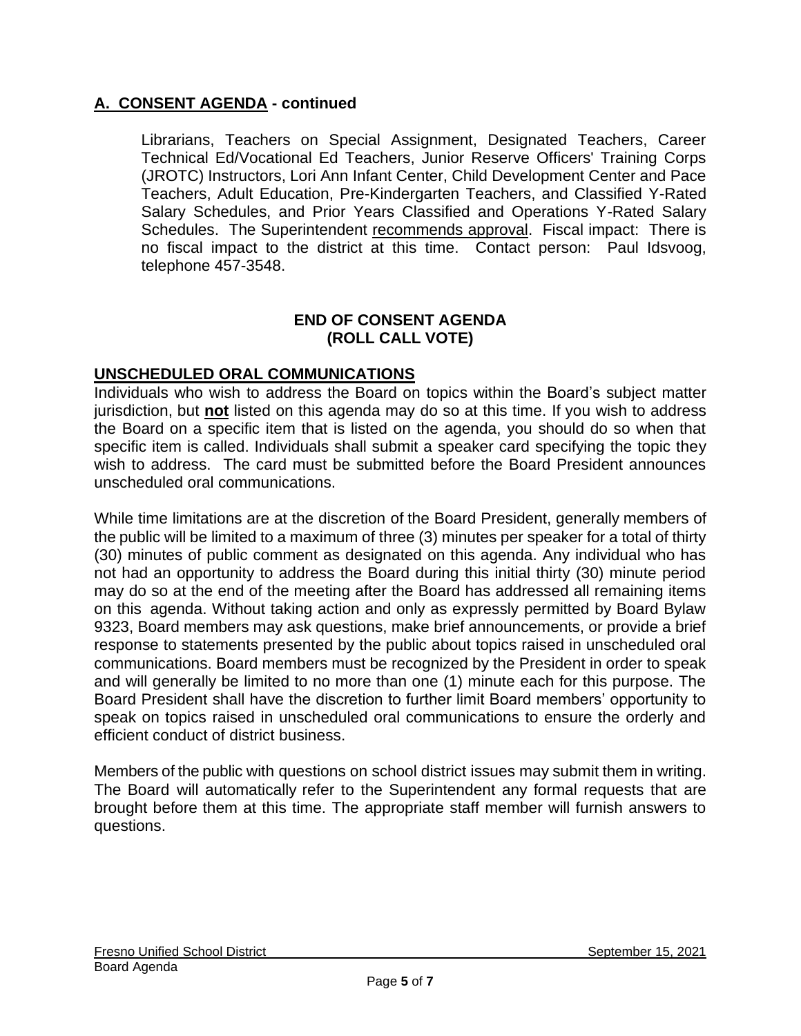## A. CONSENT AGENDA - continued

Librarians, Teachers on Special Assignment, Designated Teachers, Career Technical Ed/Vocational Ed Teachers, Junior Reserve Officers' Training Corps (JROTC) Instructors, Lori Ann Infant Center, Child Development Center and Pace Teachers, Adult Education, Pre-Kindergarten Teachers, and Classified Y-Rated Salary Schedules, and Prior Years Classified and Operations Y-Rated Salary Schedules. The Superintendent recommends approval. Fiscal impact: There is no fiscal impact to the district at this time. Contact person: Paul Idsvoog, telephone 457-3548.

**END OF CONSENT AGENDA**
**(ROLL CALL VOTE)**

## UNSCHEDULED ORAL COMMUNICATIONS

Individuals who wish to address the Board on topics within the Board's subject matter jurisdiction, but **not** listed on this agenda may do so at this time. If you wish to address the Board on a specific item that is listed on the agenda, you should do so when that specific item is called. Individuals shall submit a speaker card specifying the topic they wish to address. The card must be submitted before the Board President announces unscheduled oral communications.

While time limitations are at the discretion of the Board President, generally members of the public will be limited to a maximum of three (3) minutes per speaker for a total of thirty (30) minutes of public comment as designated on this agenda. Any individual who has not had an opportunity to address the Board during this initial thirty (30) minute period may do so at the end of the meeting after the Board has addressed all remaining items on this agenda. Without taking action and only as expressly permitted by Board Bylaw 9323, Board members may ask questions, make brief announcements, or provide a brief response to statements presented by the public about topics raised in unscheduled oral communications. Board members must be recognized by the President in order to speak and will generally be limited to no more than one (1) minute each for this purpose. The Board President shall have the discretion to further limit Board members' opportunity to speak on topics raised in unscheduled oral communications to ensure the orderly and efficient conduct of district business.

Members of the public with questions on school district issues may submit them in writing. The Board will automatically refer to the Superintendent any formal requests that are brought before them at this time. The appropriate staff member will furnish answers to questions.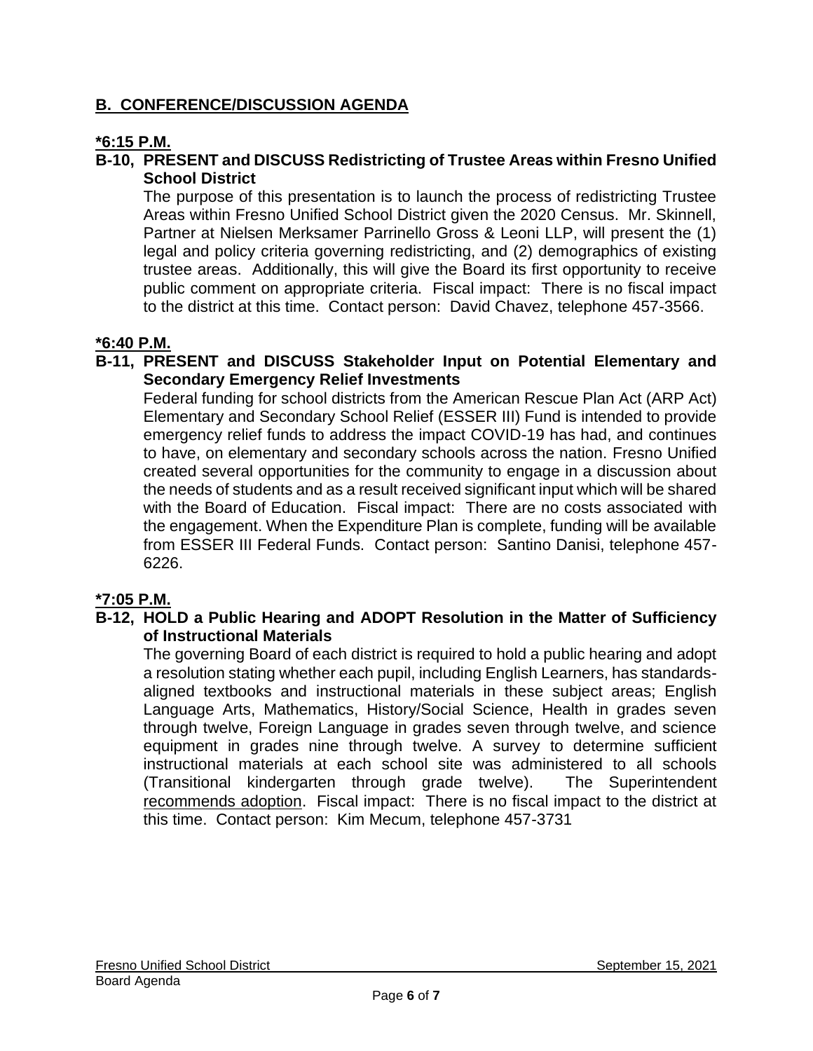## **B. CONFERENCE/DISCUSSION AGENDA**

**\*6:15 P.M.**

**B-10, PRESENT and DISCUSS Redistricting of Trustee Areas within Fresno Unified School District**

The purpose of this presentation is to launch the process of redistricting Trustee Areas within Fresno Unified School District given the 2020 Census. Mr. Skinnell, Partner at Nielsen Merksamer Parrinello Gross & Leoni LLP, will present the (1) legal and policy criteria governing redistricting, and (2) demographics of existing trustee areas. Additionally, this will give the Board its first opportunity to receive public comment on appropriate criteria. Fiscal impact: There is no fiscal impact to the district at this time. Contact person: David Chavez, telephone 457-3566.

**\*6:40 P.M.**

**B-11, PRESENT and DISCUSS Stakeholder Input on Potential Elementary and Secondary Emergency Relief Investments**

Federal funding for school districts from the American Rescue Plan Act (ARP Act) Elementary and Secondary School Relief (ESSER III) Fund is intended to provide emergency relief funds to address the impact COVID-19 has had, and continues to have, on elementary and secondary schools across the nation. Fresno Unified created several opportunities for the community to engage in a discussion about the needs of students and as a result received significant input which will be shared with the Board of Education. Fiscal impact: There are no costs associated with the engagement. When the Expenditure Plan is complete, funding will be available from ESSER III Federal Funds. Contact person: Santino Danisi, telephone 457-6226.

**\*7:05 P.M.**

**B-12, HOLD a Public Hearing and ADOPT Resolution in the Matter of Sufficiency of Instructional Materials**

The governing Board of each district is required to hold a public hearing and adopt a resolution stating whether each pupil, including English Learners, has standards-aligned textbooks and instructional materials in these subject areas; English Language Arts, Mathematics, History/Social Science, Health in grades seven through twelve, Foreign Language in grades seven through twelve, and science equipment in grades nine through twelve. A survey to determine sufficient instructional materials at each school site was administered to all schools (Transitional kindergarten through grade twelve). The Superintendent recommends adoption. Fiscal impact: There is no fiscal impact to the district at this time. Contact person: Kim Mecum, telephone 457-3731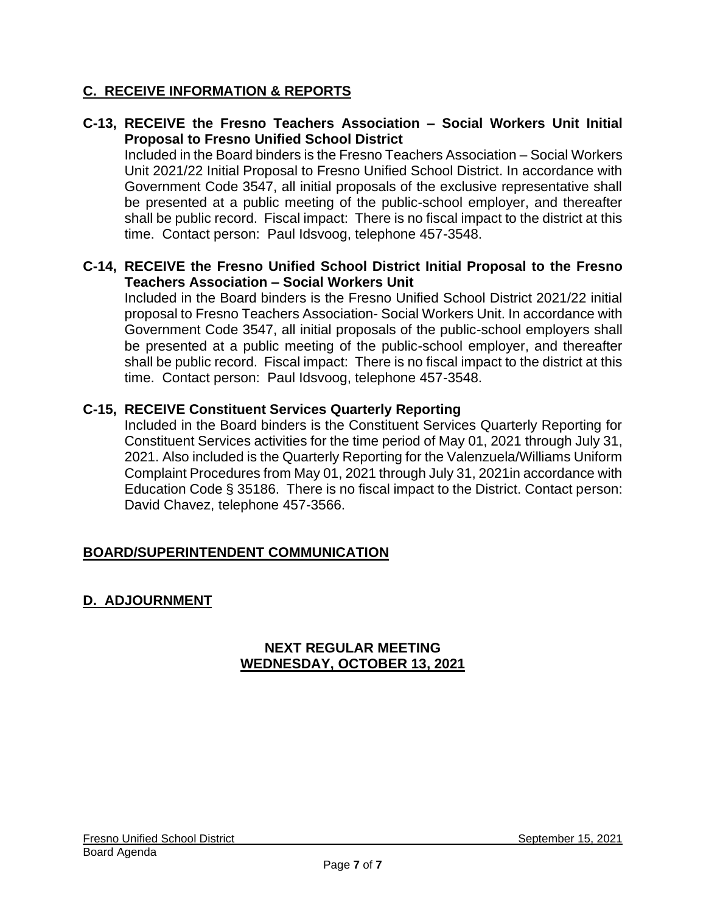## C. RECEIVE INFORMATION & REPORTS

**C-13, RECEIVE the Fresno Teachers Association – Social Workers Unit Initial Proposal to Fresno Unified School District**

Included in the Board binders is the Fresno Teachers Association – Social Workers Unit 2021/22 Initial Proposal to Fresno Unified School District. In accordance with Government Code 3547, all initial proposals of the exclusive representative shall be presented at a public meeting of the public-school employer, and thereafter shall be public record. Fiscal impact: There is no fiscal impact to the district at this time. Contact person: Paul Idsvoog, telephone 457-3548.

**C-14, RECEIVE the Fresno Unified School District Initial Proposal to the Fresno Teachers Association – Social Workers Unit**

Included in the Board binders is the Fresno Unified School District 2021/22 initial proposal to Fresno Teachers Association- Social Workers Unit. In accordance with Government Code 3547, all initial proposals of the public-school employers shall be presented at a public meeting of the public-school employer, and thereafter shall be public record. Fiscal impact: There is no fiscal impact to the district at this time. Contact person: Paul Idsvoog, telephone 457-3548.

**C-15, RECEIVE Constituent Services Quarterly Reporting**

Included in the Board binders is the Constituent Services Quarterly Reporting for Constituent Services activities for the time period of May 01, 2021 through July 31, 2021. Also included is the Quarterly Reporting for the Valenzuela/Williams Uniform Complaint Procedures from May 01, 2021 through July 31, 2021in accordance with Education Code § 35186. There is no fiscal impact to the District. Contact person: David Chavez, telephone 457-3566.

## BOARD/SUPERINTENDENT COMMUNICATION

## D. ADJOURNMENT

**NEXT REGULAR MEETING**
**WEDNESDAY, OCTOBER 13, 2021**